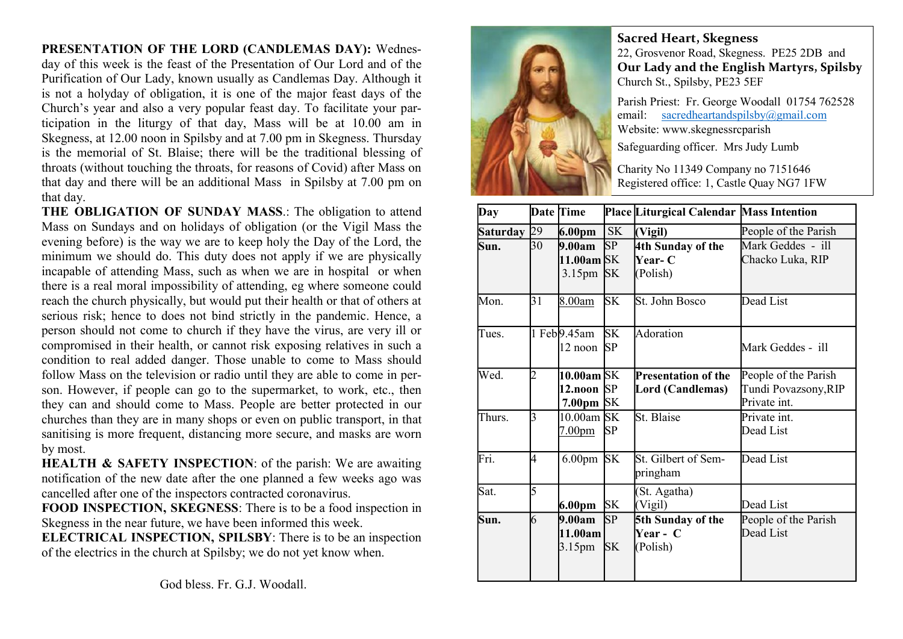**PRESENTATION OF THE LORD (CANDLEMAS DAY):** Wednesday of this week is the feast of the Presentation of Our Lord and of the Purification of Our Lady, known usually as Candlemas Day. Although it is not a holyday of obligation, it is one of the major feast days of the Church's year and also a very popular feast day. To facilitate your participation in the liturgy of that day, Mass will be at 10.00 am in Skegness, at 12.00 noon in Spilsby and at 7.00 pm in Skegness. Thursday is the memorial of St. Blaise; there will be the traditional blessing of throats (without touching the throats, for reasons of Covid) after Mass on that day and there will be an additional Mass in Spilsby at 7.00 pm on that day.

**THE OBLIGATION OF SUNDAY MASS**.: The obligation to attend Mass on Sundays and on holidays of obligation (or the Vigil Mass the evening before) is the way we are to keep holy the Day of the Lord, the minimum we should do. This duty does not apply if we are physically incapable of attending Mass, such as when we are in hospital or when there is a real moral impossibility of attending, eg where someone could reach the church physically, but would put their health or that of others at serious risk; hence to does not bind strictly in the pandemic. Hence, a person should not come to church if they have the virus, are very ill or compromised in their health, or cannot risk exposing relatives in such a condition to real added danger. Those unable to come to Mass should follow Mass on the television or radio until they are able to come in person. However, if people can go to the supermarket, to work, etc., then they can and should come to Mass. People are better protected in our churches than they are in many shops or even on public transport, in that sanitising is more frequent, distancing more secure, and masks are worn by most.

**HEALTH & SAFETY INSPECTION**: of the parish: We are awaiting notification of the new date after the one planned a few weeks ago was cancelled after one of the inspectors contracted coronavirus.

**FOOD INSPECTION, SKEGNESS**: There is to be a food inspection in Skegness in the near future, we have been informed this week.

**ELECTRICAL INSPECTION, SPILSBY**: There is to be an inspection of the electrics in the church at Spilsby; we do not yet know when.

God bless. Fr. G.J. Woodall.

**Sacred Heart, Skegness**
22, Grosvenor Road, Skegness. PE25 2DB and
**Our Lady and the English Martyrs, Spilsby**
Church St., Spilsby, PE23 5EF

Parish Priest: Fr. George Woodall 01754 762528
email: sacredheartandspilsby@gmail.com
Website: www.skegnessrcparish
Safeguarding officer. Mrs Judy Lumb

Charity No 11349 Company no 7151646
Registered office: 1, Castle Quay NG7 1FW

| Day | Date | Time | Place | Liturgical Calendar | Mass Intention |
|---|---|---|---|---|---|
| **Saturday** | 29 | **6.00pm** | SK | **(Vigil)** | People of the Parish |
| **Sun.** | 30 | **9.00am**<br>**11.00am**<br>3.15pm | SP<br>SK<br>SK | **4th Sunday of the Year- C**<br>(Polish) | Mark Geddes - ill<br>Chacko Luka, RIP |
| Mon. | 31 | 8.00am | SK | St. John Bosco | Dead List |
| Tues. | 1 Feb | 9.45am<br>12 noon | SK<br>SP | Adoration | <br>Mark Geddes - ill |
| Wed. | 2 | **10.00am**<br>**12.noon**<br>**7.00pm** | SK<br>SP<br>SK | **Presentation of the Lord (Candlemas)** | People of the Parish<br>Tundi Povazsony,RIP<br>Private int. |
| Thurs. | 3 | 10.00am<br>7.00pm | SK<br>SP | St. Blaise | Private int.<br>Dead List |
| Fri. | 4 | 6.00pm | SK | St. Gilbert of Sempringham | Dead List |
| Sat. | 5 | <br>**6.00pm** | <br>SK | (St. Agatha)<br>(Vigil) | <br>Dead List |
| **Sun.** | 6 | **9.00am**<br>**11.00am**<br>3.15pm | SP<br><br>SK | **5th Sunday of the Year - C**<br>(Polish) | People of the Parish<br>Dead List |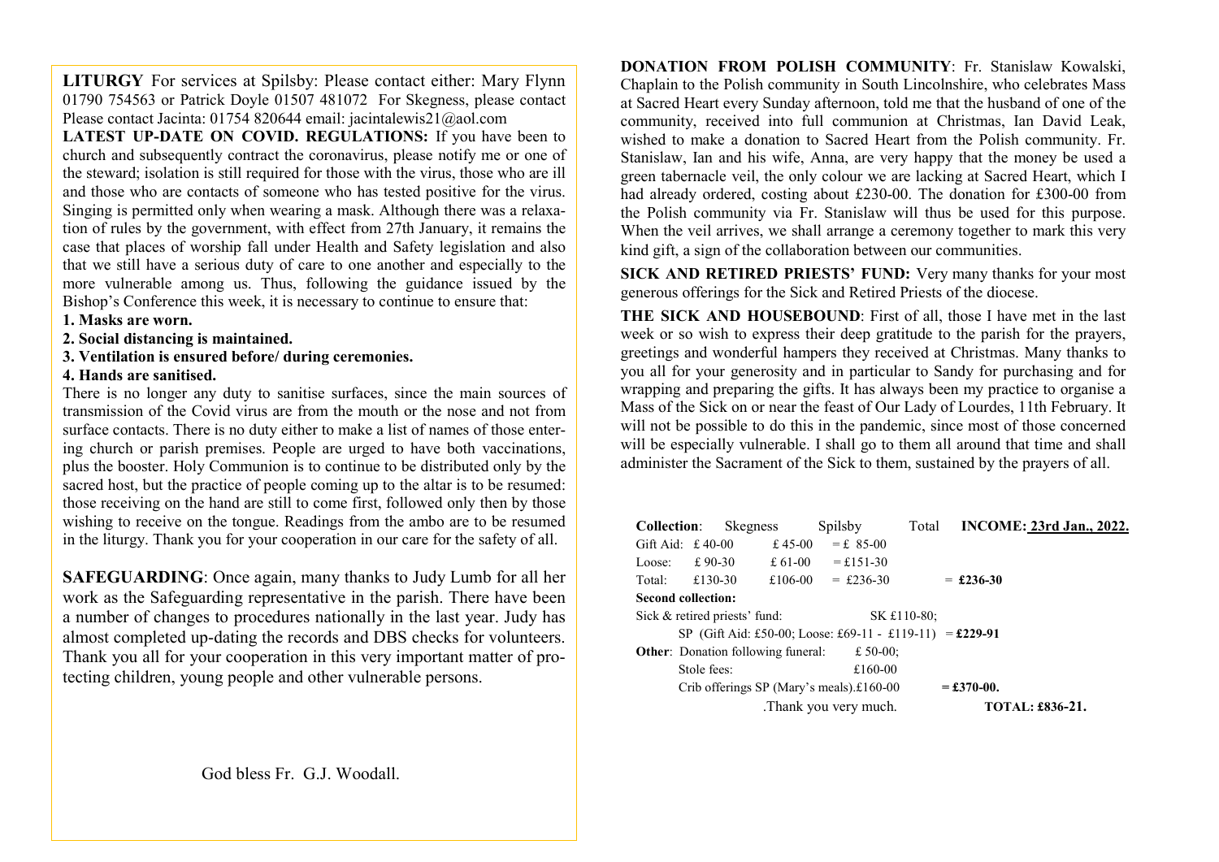**LITURGY** For services at Spilsby: Please contact either: Mary Flynn 01790 754563 or Patrick Doyle 01507 481072 For Skegness, please contact Please contact Jacinta: 01754 820644 email: jacintalewis21@aol.com

**LATEST UP-DATE ON COVID. REGULATIONS:** If you have been to church and subsequently contract the coronavirus, please notify me or one of the steward; isolation is still required for those with the virus, those who are ill and those who are contacts of someone who has tested positive for the virus. Singing is permitted only when wearing a mask. Although there was a relaxation of rules by the government, with effect from 27th January, it remains the case that places of worship fall under Health and Safety legislation and also that we still have a serious duty of care to one another and especially to the more vulnerable among us. Thus, following the guidance issued by the Bishop's Conference this week, it is necessary to continue to ensure that:

**1. Masks are worn.**
**2. Social distancing is maintained.**
**3. Ventilation is ensured before/ during ceremonies.**
**4. Hands are sanitised.**

There is no longer any duty to sanitise surfaces, since the main sources of transmission of the Covid virus are from the mouth or the nose and not from surface contacts. There is no duty either to make a list of names of those entering church or parish premises. People are urged to have both vaccinations, plus the booster. Holy Communion is to continue to be distributed only by the sacred host, but the practice of people coming up to the altar is to be resumed: those receiving on the hand are still to come first, followed only then by those wishing to receive on the tongue. Readings from the ambo are to be resumed in the liturgy. Thank you for your cooperation in our care for the safety of all.

**SAFEGUARDING**: Once again, many thanks to Judy Lumb for all her work as the Safeguarding representative in the parish. There have been a number of changes to procedures nationally in the last year. Judy has almost completed up-dating the records and DBS checks for volunteers. Thank you all for your cooperation in this very important matter of protecting children, young people and other vulnerable persons.

God bless Fr. G.J. Woodall.

**DONATION FROM POLISH COMMUNITY**: Fr. Stanislaw Kowalski, Chaplain to the Polish community in South Lincolnshire, who celebrates Mass at Sacred Heart every Sunday afternoon, told me that the husband of one of the community, received into full communion at Christmas, Ian David Leak, wished to make a donation to Sacred Heart from the Polish community. Fr. Stanislaw, Ian and his wife, Anna, are very happy that the money be used a green tabernacle veil, the only colour we are lacking at Sacred Heart, which I had already ordered, costing about £230-00. The donation for £300-00 from the Polish community via Fr. Stanislaw will thus be used for this purpose. When the veil arrives, we shall arrange a ceremony together to mark this very kind gift, a sign of the collaboration between our communities.

**SICK AND RETIRED PRIESTS' FUND:** Very many thanks for your most generous offerings for the Sick and Retired Priests of the diocese.

**THE SICK AND HOUSEBOUND**: First of all, those I have met in the last week or so wish to express their deep gratitude to the parish for the prayers, greetings and wonderful hampers they received at Christmas. Many thanks to you all for your generosity and in particular to Sandy for purchasing and for wrapping and preparing the gifts. It has always been my practice to organise a Mass of the Sick on or near the feast of Our Lady of Lourdes, 11th February. It will not be possible to do this in the pandemic, since most of those concerned will be especially vulnerable. I shall go to them all around that time and shall administer the Sacrament of the Sick to them, sustained by the prayers of all.

| **Collection**: | Skegness | Spilsby | Total | **INCOME: 23rd Jan., 2022.** |
|---|---|---|---|---|
| Gift Aid: | £ 40-00 | £ 45-00 | = £ 85-00 | |
| Loose: | £ 90-30 | £ 61-00 | = £151-30 | |
| Total: | £130-30 | £106-00 | = £236-30 | = **£236-30** |

**Second collection:**

Sick & retired priests' fund: SK £110-80;
SP (Gift Aid: £50-00; Loose: £69-11 - £119-11) = **£229-91**

**Other**: Donation following funeral: £ 50-00;
Stole fees: £160-00
Crib offerings SP (Mary's meals).£160-00 = **£370-00.**

.Thank you very much. **TOTAL: £836-21.**